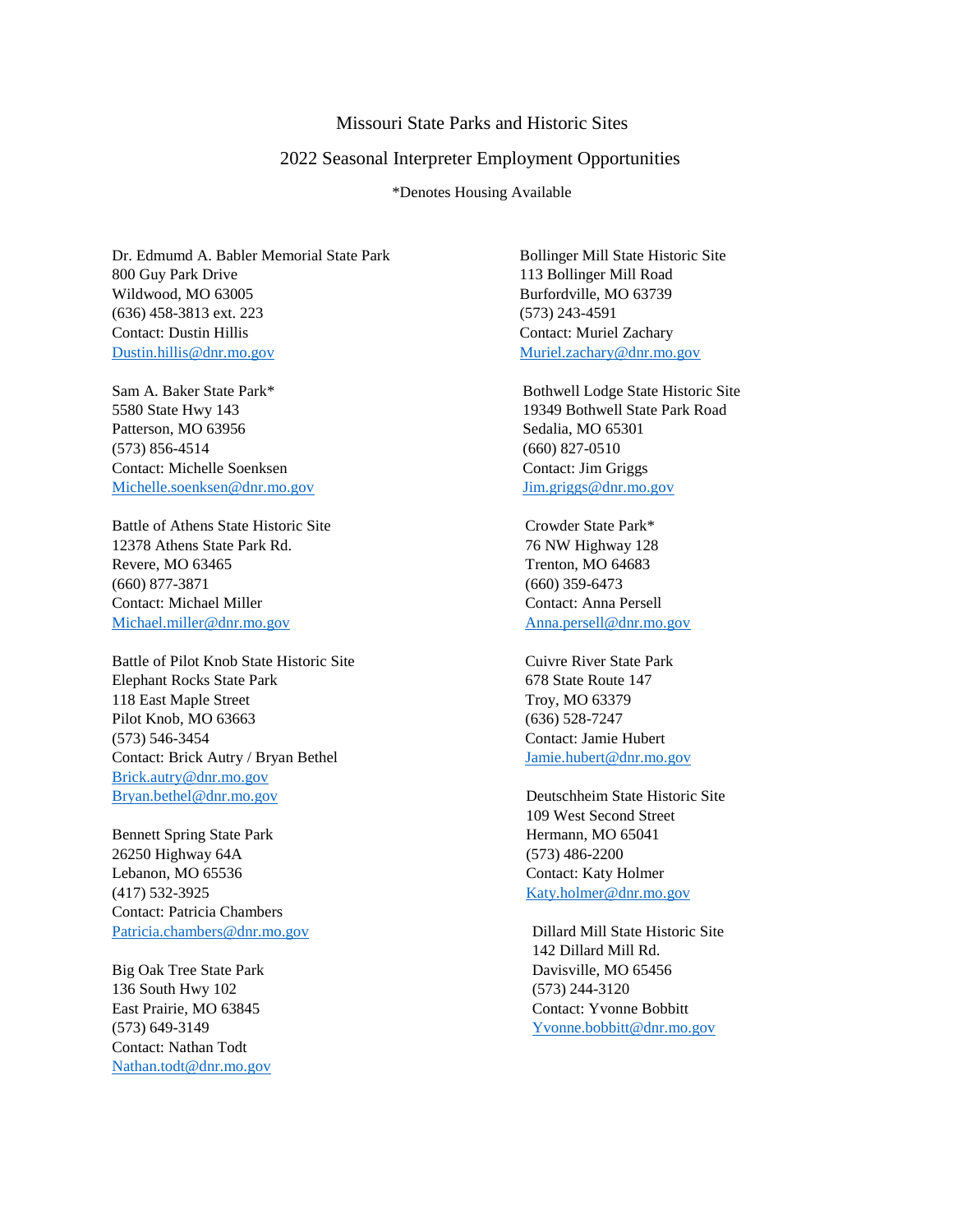# Missouri State Parks and Historic Sites

## 2022 Seasonal Interpreter Employment Opportunities

*Denotes Housing Available

Dr. Edmumd A. Babler Memorial State Park
800 Guy Park Drive
Wildwood, MO 63005
(636) 458-3813 ext. 223
Contact: Dustin Hillis
Dustin.hillis@dnr.mo.gov

Sam A. Baker State Park*
5580 State Hwy 143
Patterson, MO 63956
(573) 856-4514
Contact: Michelle Soenksen
Michelle.soenksen@dnr.mo.gov

Battle of Athens State Historic Site
12378 Athens State Park Rd.
Revere, MO 63465
(660) 877-3871
Contact: Michael Miller
Michael.miller@dnr.mo.gov

Battle of Pilot Knob State Historic Site
Elephant Rocks State Park
118 East Maple Street
Pilot Knob, MO 63663
(573) 546-3454
Contact: Brick Autry / Bryan Bethel
Brick.autry@dnr.mo.gov
Bryan.bethel@dnr.mo.gov

Bennett Spring State Park
26250 Highway 64A
Lebanon, MO 65536
(417) 532-3925
Contact: Patricia Chambers
Patricia.chambers@dnr.mo.gov

Big Oak Tree State Park
136 South Hwy 102
East Prairie, MO 63845
(573) 649-3149
Contact: Nathan Todt
Nathan.todt@dnr.mo.gov

Bollinger Mill State Historic Site
113 Bollinger Mill Road
Burfordville, MO 63739
(573) 243-4591
Contact: Muriel Zachary
Muriel.zachary@dnr.mo.gov

Bothwell Lodge State Historic Site
19349 Bothwell State Park Road
Sedalia, MO 65301
(660) 827-0510
Contact: Jim Griggs
Jim.griggs@dnr.mo.gov

Crowder State Park*
76 NW Highway 128
Trenton, MO 64683
(660) 359-6473
Contact: Anna Persell
Anna.persell@dnr.mo.gov

Cuivre River State Park
678 State Route 147
Troy, MO 63379
(636) 528-7247
Contact: Jamie Hubert
Jamie.hubert@dnr.mo.gov

Deutschheim State Historic Site
109 West Second Street
Hermann, MO 65041
(573) 486-2200
Contact: Katy Holmer
Katy.holmer@dnr.mo.gov

Dillard Mill State Historic Site
142 Dillard Mill Rd.
Davisville, MO 65456
(573) 244-3120
Contact: Yvonne Bobbitt
Yvonne.bobbitt@dnr.mo.gov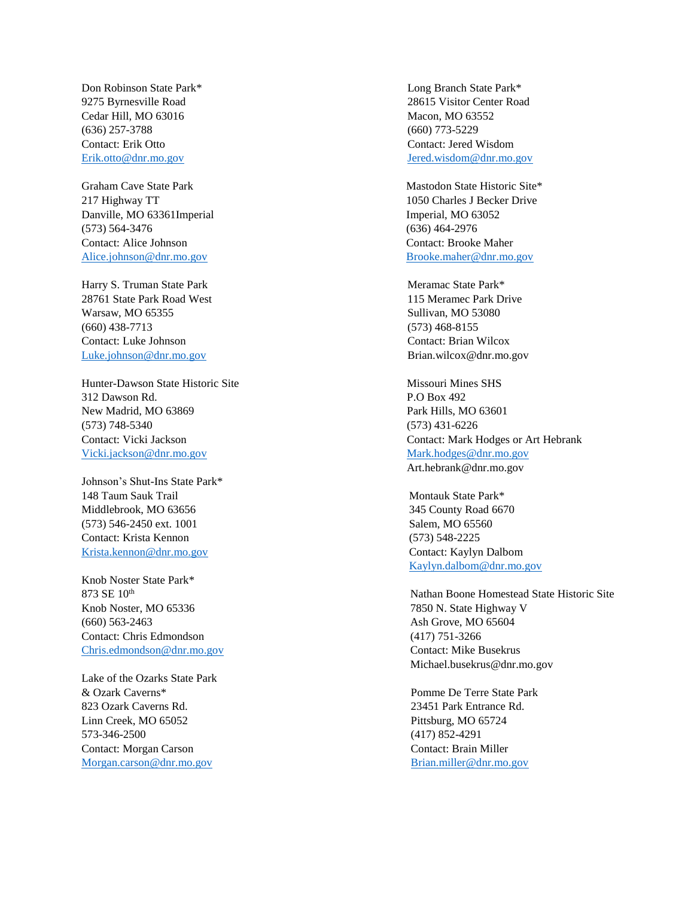Don Robinson State Park*
9275 Byrnesville Road
Cedar Hill, MO 63016
(636) 257-3788
Contact: Erik Otto
Erik.otto@dnr.mo.gov

Graham Cave State Park
217 Highway TT
Danville, MO 63361Imperial
(573) 564-3476
Contact: Alice Johnson
Alice.johnson@dnr.mo.gov

Harry S. Truman State Park
28761 State Park Road West
Warsaw, MO 65355
(660) 438-7713
Contact: Luke Johnson
Luke.johnson@dnr.mo.gov

Hunter-Dawson State Historic Site
312 Dawson Rd.
New Madrid, MO 63869
(573) 748-5340
Contact: Vicki Jackson
Vicki.jackson@dnr.mo.gov

Johnson's Shut-Ins State Park*
148 Taum Sauk Trail
Middlebrook, MO 63656
(573) 546-2450 ext. 1001
Contact: Krista Kennon
Krista.kennon@dnr.mo.gov

Knob Noster State Park*
873 SE 10th
Knob Noster, MO 65336
(660) 563-2463
Contact: Chris Edmondson
Chris.edmondson@dnr.mo.gov

Lake of the Ozarks State Park
& Ozark Caverns*
823 Ozark Caverns Rd.
Linn Creek, MO 65052
573-346-2500
Contact: Morgan Carson
Morgan.carson@dnr.mo.gov

Long Branch State Park*
28615 Visitor Center Road
Macon, MO 63552
(660) 773-5229
Contact: Jered Wisdom
Jered.wisdom@dnr.mo.gov

Mastodon State Historic Site*
1050 Charles J Becker Drive
Imperial, MO 63052
(636) 464-2976
Contact: Brooke Maher
Brooke.maher@dnr.mo.gov

Meramac State Park*
115 Meramec Park Drive
Sullivan, MO 53080
(573) 468-8155
Contact: Brian Wilcox
Brian.wilcox@dnr.mo.gov

Missouri Mines SHS
P.O Box 492
Park Hills, MO 63601
(573) 431-6226
Contact: Mark Hodges or Art Hebrank
Mark.hodges@dnr.mo.gov
Art.hebrank@dnr.mo.gov

Montauk State Park*
345 County Road 6670
Salem, MO 65560
(573) 548-2225
Contact: Kaylyn Dalbom
Kaylyn.dalbom@dnr.mo.gov

Nathan Boone Homestead State Historic Site
7850 N. State Highway V
Ash Grove, MO 65604
(417) 751-3266
Contact: Mike Busekrus
Michael.busekrus@dnr.mo.gov

Pomme De Terre State Park
23451 Park Entrance Rd.
Pittsburg, MO 65724
(417) 852-4291
Contact: Brain Miller
Brian.miller@dnr.mo.gov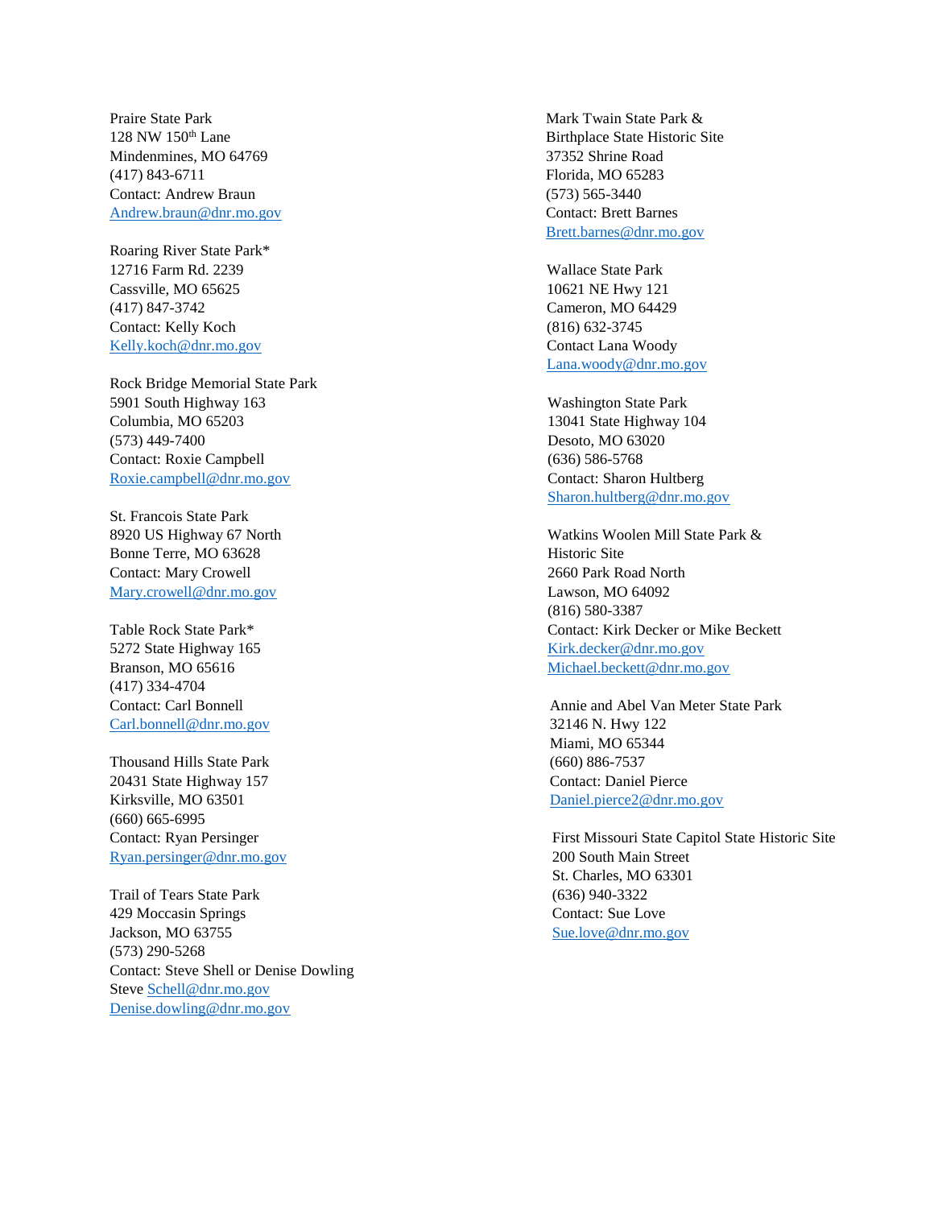Praire State Park
128 NW 150th Lane
Mindenmines, MO 64769
(417) 843-6711
Contact: Andrew Braun
Andrew.braun@dnr.mo.gov

Roaring River State Park*
12716 Farm Rd. 2239
Cassville, MO 65625
(417) 847-3742
Contact: Kelly Koch
Kelly.koch@dnr.mo.gov

Rock Bridge Memorial State Park
5901 South Highway 163
Columbia, MO 65203
(573) 449-7400
Contact: Roxie Campbell
Roxie.campbell@dnr.mo.gov

St. Francois State Park
8920 US Highway 67 North
Bonne Terre, MO 63628
Contact: Mary Crowell
Mary.crowell@dnr.mo.gov

Table Rock State Park*
5272 State Highway 165
Branson, MO 65616
(417) 334-4704
Contact: Carl Bonnell
Carl.bonnell@dnr.mo.gov

Thousand Hills State Park
20431 State Highway 157
Kirksville, MO 63501
(660) 665-6995
Contact: Ryan Persinger
Ryan.persinger@dnr.mo.gov

Trail of Tears State Park
429 Moccasin Springs
Jackson, MO 63755
(573) 290-5268
Contact: Steve Shell or Denise Dowling
Steve Schell@dnr.mo.gov
Denise.dowling@dnr.mo.gov

Mark Twain State Park &
Birthplace State Historic Site
37352 Shrine Road
Florida, MO 65283
(573) 565-3440
Contact: Brett Barnes
Brett.barnes@dnr.mo.gov

Wallace State Park
10621 NE Hwy 121
Cameron, MO 64429
(816) 632-3745
Contact Lana Woody
Lana.woody@dnr.mo.gov

Washington State Park
13041 State Highway 104
Desoto, MO 63020
(636) 586-5768
Contact: Sharon Hultberg
Sharon.hultberg@dnr.mo.gov

Watkins Woolen Mill State Park &
Historic Site
2660 Park Road North
Lawson, MO 64092
(816) 580-3387
Contact: Kirk Decker or Mike Beckett
Kirk.decker@dnr.mo.gov
Michael.beckett@dnr.mo.gov

Annie and Abel Van Meter State Park
32146 N. Hwy 122
Miami, MO 65344
(660) 886-7537
Contact: Daniel Pierce
Daniel.pierce2@dnr.mo.gov

First Missouri State Capitol State Historic Site
200 South Main Street
St. Charles, MO 63301
(636) 940-3322
Contact: Sue Love
Sue.love@dnr.mo.gov